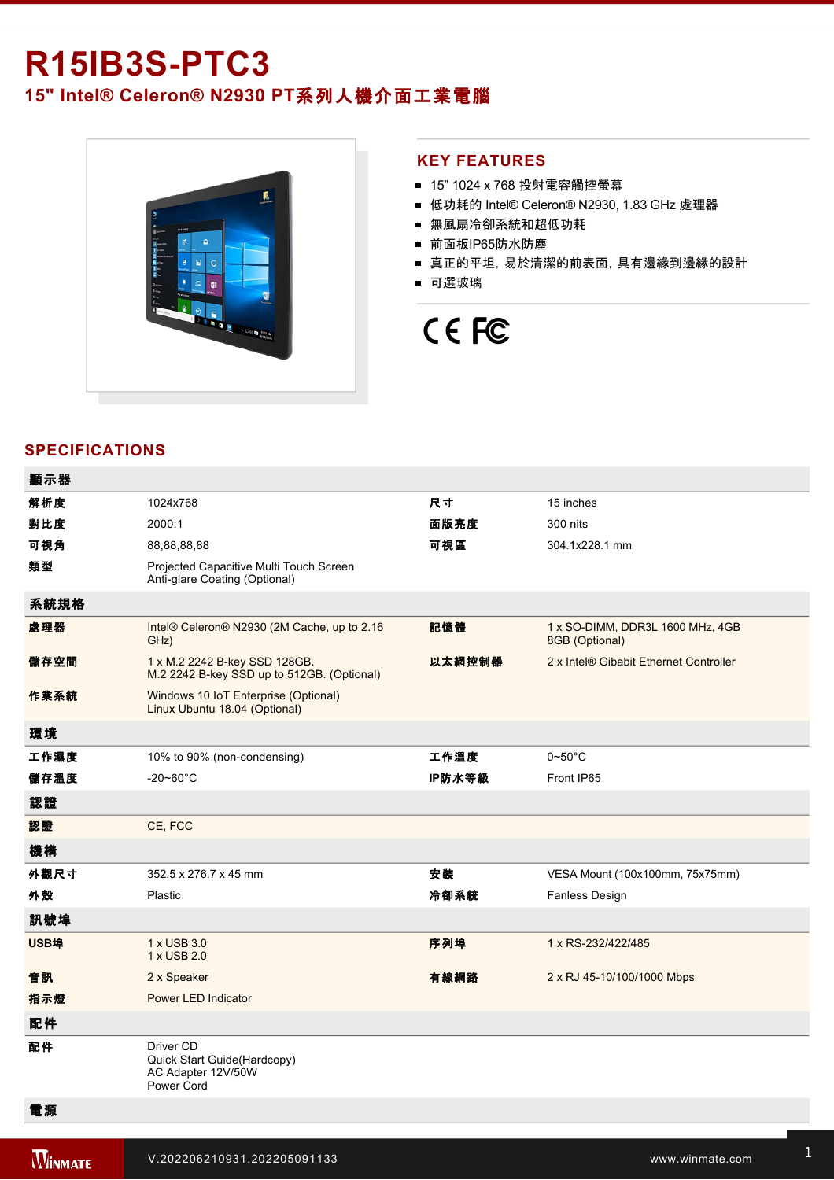# R15IB3S-PTC3

## 15" Intel® Celeron® N2930 PT系列人機介面工業電腦

## KEY FEATURES

- 15" 1024 x 768 投射電容觸控螢幕
- 低功耗的 Intel® Celeron® N2930, 1.83 GHz 處理器
- 無風扇冷卻系統和超低功耗
- 前面板IP65防水防塵
- 真正的平坦，易於清潔的前表面，具有邊緣到邊緣的設計
- 可選玻璃

## SPECIFICATIONS

| 顯示器 | | | |
|---|---|---|---|
| 解析度 | 1024x768 | 尺寸 | 15 inches |
| 對比度 | 2000:1 | 面版亮度 | 300 nits |
| 可視角 | 88,88,88,88 | 可視區 | 304.1x228.1 mm |
| 類型 | Projected Capacitive Multi Touch Screen<br>Anti-glare Coating (Optional) | | |
| **系統規格** | | | |
| 處理器 | Intel® Celeron® N2930 (2M Cache, up to 2.16 GHz) | 記憶體 | 1 x SO-DIMM, DDR3L 1600 MHz, 4GB<br>8GB (Optional) |
| 儲存空間 | 1 x M.2 2242 B-key SSD 128GB.<br>M.2 2242 B-key SSD up to 512GB. (Optional) | 以太網控制器 | 2 x Intel® Gibabit Ethernet Controller |
| 作業系統 | Windows 10 IoT Enterprise (Optional)<br>Linux Ubuntu 18.04 (Optional) | | |
| **環境** | | | |
| 工作濕度 | 10% to 90% (non-condensing) | 工作溫度 | 0~50°C |
| 儲存溫度 | -20~60°C | IP防水等級 | Front IP65 |
| **認證** | | | |
| 認證 | CE, FCC | | |
| **機構** | | | |
| 外觀尺寸 | 352.5 x 276.7 x 45 mm | 安裝 | VESA Mount (100x100mm, 75x75mm) |
| 外殼 | Plastic | 冷卻系統 | Fanless Design |
| **訊號埠** | | | |
| USB埠 | 1 x USB 3.0<br>1 x USB 2.0 | 序列埠 | 1 x RS-232/422/485 |
| 音訊 | 2 x Speaker | 有線網路 | 2 x RJ 45-10/100/1000 Mbps |
| 指示燈 | Power LED Indicator | | |
| **配件** | | | |
| 配件 | Driver CD<br>Quick Start Guide(Hardcopy)<br>AC Adapter 12V/50W<br>Power Cord | | |
| **電源** | | | |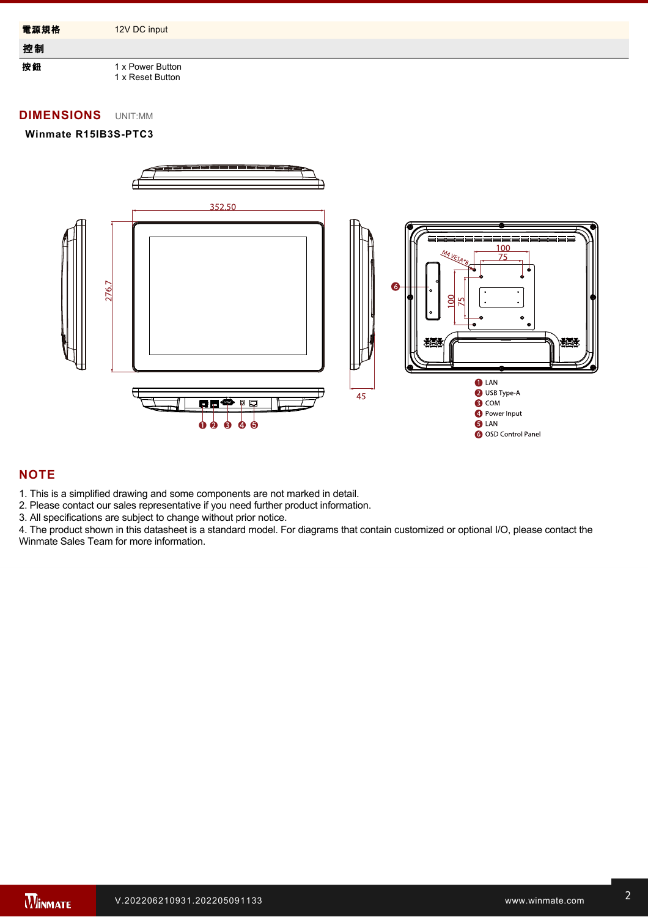| | |
|---|---|
| 電源規格 | 12V DC input |
| **控制** | |
| 按鈕 | 1 x Power Button<br>1 x Reset Button |

## DIMENSIONS UNIT:MM

**Winmate R15IB3S-PTC3**

352.50

276.7

45

100

75

M4 VESA*8

1. LAN
2. USB Type-A
3. COM
4. Power Input
5. LAN
6. OSD Control Panel

## NOTE

1. This is a simplified drawing and some components are not marked in detail.
2. Please contact our sales representative if you need further product information.
3. All specifications are subject to change without prior notice.
4. The product shown in this datasheet is a standard model. For diagrams that contain customized or optional I/O, please contact the Winmate Sales Team for more information.